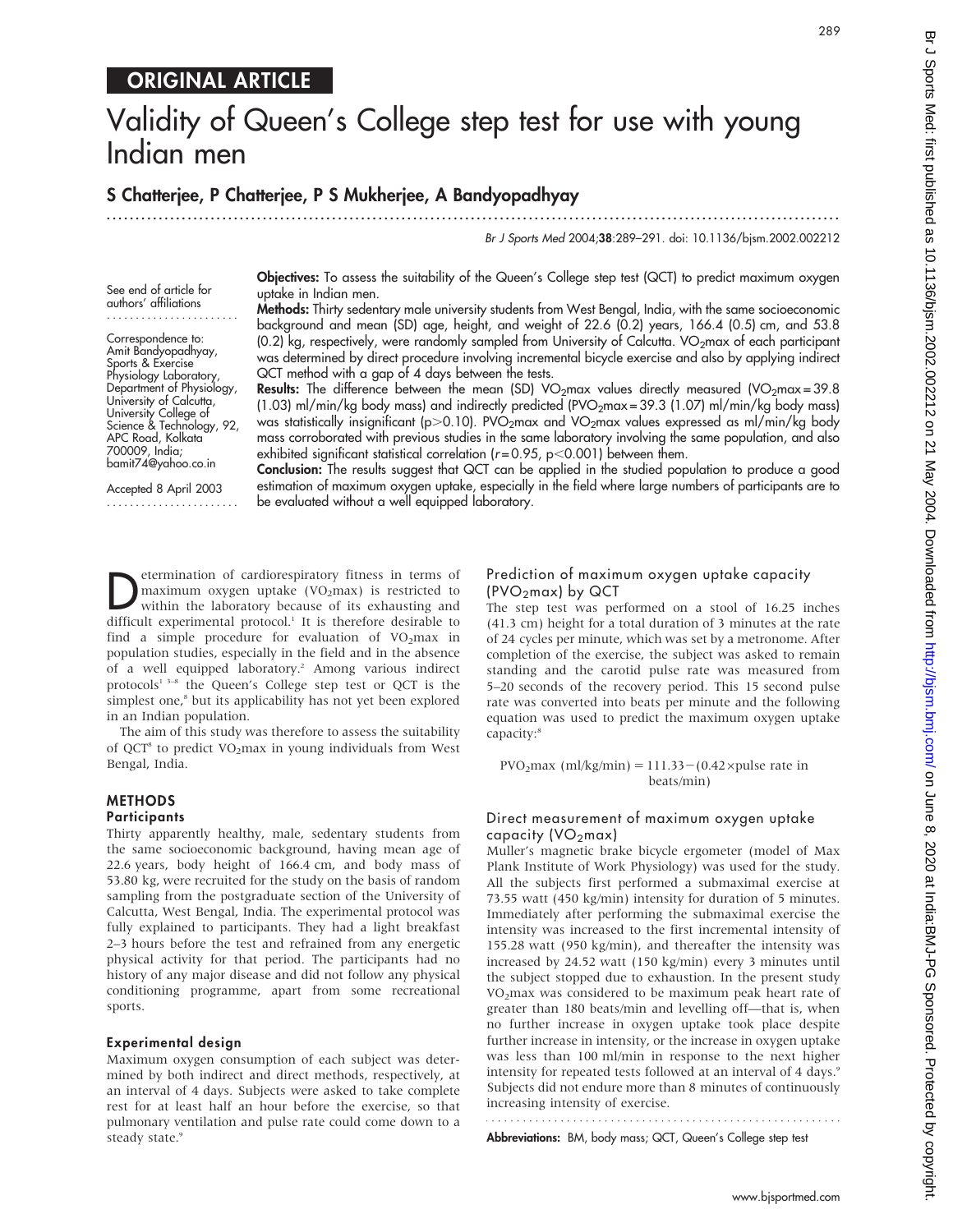## ORIGINAL ARTICLE

# Validity of Queen's College step test for use with young Indian men

**S Chatterjee, P Chatterjee, P S Mukherjee, A Bandyopadhyay**

See end of article for authors' affiliations

Correspondence to: Amit Bandyopadhyay, Sports & Exercise Physiology Laboratory, Department of Physiology, University of Calcutta, University College of Science & Technology, 92, APC Road, Kolkata 700009, India; bamit74@yahoo.co.in

Accepted 8 April 2003

**Objectives:** To assess the suitability of the Queen's College step test (QCT) to predict maximum oxygen uptake in Indian men.

**Methods:** Thirty sedentary male university students from West Bengal, India, with the same socioeconomic background and mean (SD) age, height, and weight of 22.6 (0.2) years, 166.4 (0.5) cm, and 53.8 (0.2) kg, respectively, were randomly sampled from University of Calcutta. $VO_2max$ of each participant was determined by direct procedure involving incremental bicycle exercise and also by applying indirect QCT method with a gap of 4 days between the tests.

**Results:** The difference between the mean (SD) $VO_2max$ values directly measured ($VO_2max = 39.8$ (1.03) ml/min/kg body mass) and indirectly predicted ($PVO_2max = 39.3$ (1.07) ml/min/kg body mass) was statistically insignificant ($p > 0.10$). $PVO_2max$ and $VO_2max$ values expressed as ml/min/kg body mass corroborated with previous studies in the same laboratory involving the same population, and also exhibited significant statistical correlation ($r = 0.95$, $p < 0.001$) between them.

**Conclusion:** The results suggest that QCT can be applied in the studied population to produce a good estimation of maximum oxygen uptake, especially in the field where large numbers of participants are to be evaluated without a well equipped laboratory.

Determination of cardiorespiratory fitness in terms of maximum oxygen uptake ($VO_2max$) is restricted to within the laboratory because of its exhausting and difficult experimental protocol.[1] It is therefore desirable to find a simple procedure for evaluation of $VO_2max$ in population studies, especially in the field and in the absence of a well equipped laboratory.[2] Among various indirect protocols[1 3–8] the Queen's College step test or QCT is the simplest one,[8] but its applicability has not yet been explored in an Indian population.

The aim of this study was therefore to assess the suitability of QCT[8] to predict $VO_2max$ in young individuals from West Bengal, India.

## METHODS

### Participants

Thirty apparently healthy, male, sedentary students from the same socioeconomic background, having mean age of 22.6 years, body height of 166.4 cm, and body mass of 53.80 kg, were recruited for the study on the basis of random sampling from the postgraduate section of the University of Calcutta, West Bengal, India. The experimental protocol was fully explained to participants. They had a light breakfast 2–3 hours before the test and refrained from any energetic physical activity for that period. The participants had no history of any major disease and did not follow any physical conditioning programme, apart from some recreational sports.

### Experimental design

Maximum oxygen consumption of each subject was determined by both indirect and direct methods, respectively, at an interval of 4 days. Subjects were asked to take complete rest for at least half an hour before the exercise, so that pulmonary ventilation and pulse rate could come down to a steady state.[9]

### Prediction of maximum oxygen uptake capacity ($PVO_2max$) by QCT

The step test was performed on a stool of 16.25 inches (41.3 cm) height for a total duration of 3 minutes at the rate of 24 cycles per minute, which was set by a metronome. After completion of the exercise, the subject was asked to remain standing and the carotid pulse rate was measured from 5–20 seconds of the recovery period. This 15 second pulse rate was converted into beats per minute and the following equation was used to predict the maximum oxygen uptake capacity:[8]

$$PVO_2max\ (ml/kg/min) = 111.33 - (0.42 \times \text{pulse rate in beats/min})$$

### Direct measurement of maximum oxygen uptake capacity ($VO_2max$)

Muller's magnetic brake bicycle ergometer (model of Max Plank Institute of Work Physiology) was used for the study. All the subjects first performed a submaximal exercise at 73.55 watt (450 kg/min) intensity for duration of 5 minutes. Immediately after performing the submaximal exercise the intensity was increased to the first incremental intensity of 155.28 watt (950 kg/min), and thereafter the intensity was increased by 24.52 watt (150 kg/min) every 3 minutes until the subject stopped due to exhaustion. In the present study $VO_2max$ was considered to be maximum peak heart rate of greater than 180 beats/min and levelling off—that is, when no further increase in oxygen uptake took place despite further increase in intensity, or the increase in oxygen uptake was less than 100 ml/min in response to the next higher intensity for repeated tests followed at an interval of 4 days.[9] Subjects did not endure more than 8 minutes of continuously increasing intensity of exercise.

**Abbreviations:** BM, body mass; QCT, Queen's College step test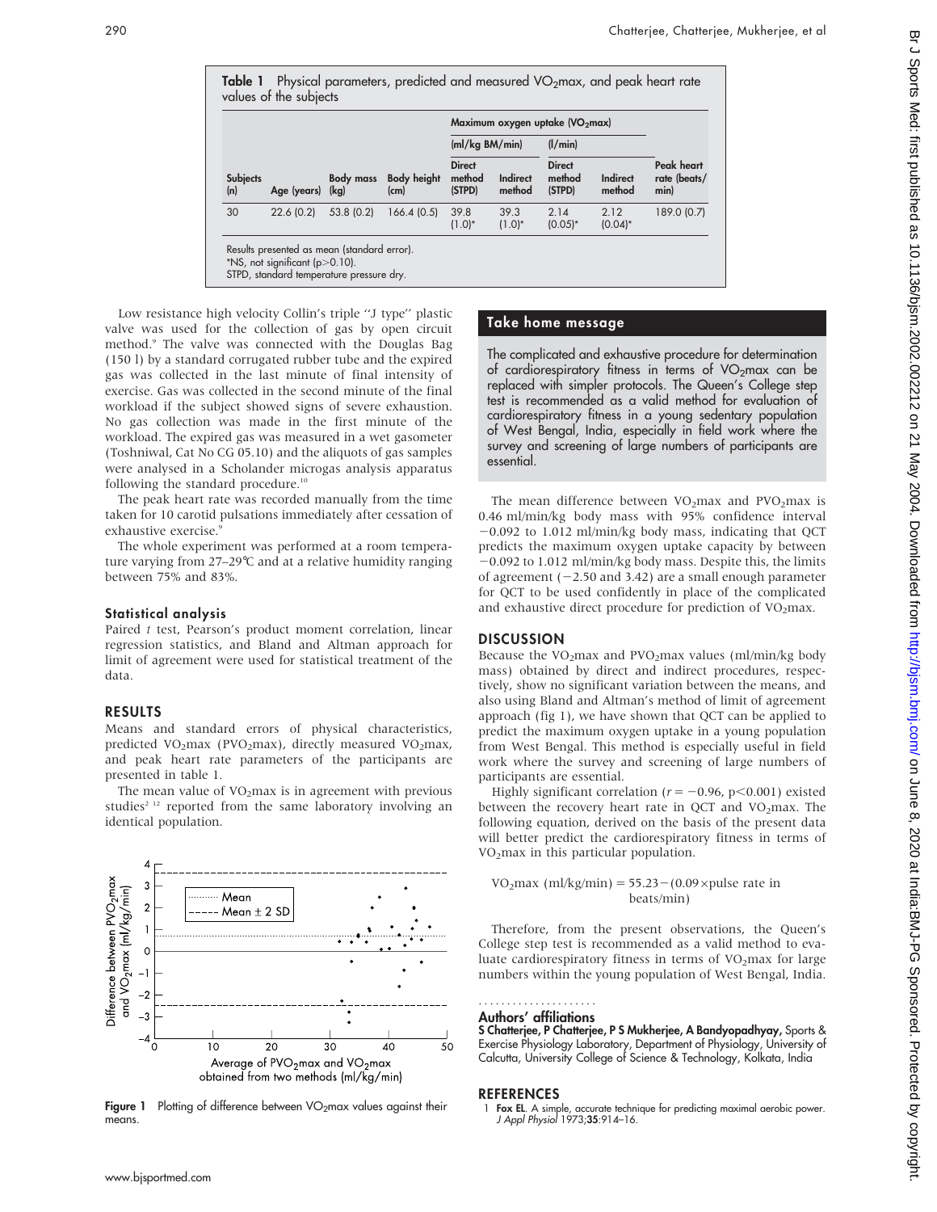**Table 1** Physical parameters, predicted and measured $VO_2$max, and peak heart rate values of the subjects

| Subjects (n) | Age (years) | Body mass (kg) | Body height (cm) | Maximum oxygen uptake ($VO_2$max) (ml/kg BM/min) Direct method (STPD) | Maximum oxygen uptake ($VO_2$max) (ml/kg BM/min) Indirect method | Maximum oxygen uptake ($VO_2$max) (l/min) Direct method (STPD) | Maximum oxygen uptake ($VO_2$max) (l/min) Indirect method | Peak heart rate (beats/min) |
|---|---|---|---|---|---|---|---|---|
| 30 | 22.6 (0.2) | 53.8 (0.2) | 166.4 (0.5) | 39.8 (1.0)* | 39.3 (1.0)* | 2.14 (0.05)* | 2.12 (0.04)* | 189.0 (0.7) |

Results presented as mean (standard error).
*NS, not significant ($p>0.10$).
STPD, standard temperature pressure dry.

Low resistance high velocity Collin's triple "J type" plastic valve was used for the collection of gas by open circuit method.[9] The valve was connected with the Douglas Bag (150 l) by a standard corrugated rubber tube and the expired gas was collected in the last minute of final intensity of exercise. Gas was collected in the second minute of the final workload if the subject showed signs of severe exhaustion. No gas collection was made in the first minute of the workload. The expired gas was measured in a wet gasometer (Toshniwal, Cat No CG 05.10) and the aliquots of gas samples were analysed in a Scholander microgas analysis apparatus following the standard procedure.[10]

The peak heart rate was recorded manually from the time taken for 10 carotid pulsations immediately after cessation of exhaustive exercise.[9]

The whole experiment was performed at a room temperature varying from 27–29°C and at a relative humidity ranging between 75% and 83%.

### Statistical analysis

Paired *t* test, Pearson's product moment correlation, linear regression statistics, and Bland and Altman approach for limit of agreement were used for statistical treatment of the data.

## RESULTS

Means and standard errors of physical characteristics, predicted $VO_2$max ($PVO_2$max), directly measured $VO_2$max, and peak heart rate parameters of the participants are presented in table 1.

The mean value of $VO_2$max is in agreement with previous studies[2,12] reported from the same laboratory involving an identical population.

**Figure 1** Plotting of difference between $VO_2$max values against their means.

## Take home message

The complicated and exhaustive procedure for determination of cardiorespiratory fitness in terms of $VO_2$max can be replaced with simpler protocols. The Queen's College step test is recommended as a valid method for evaluation of cardiorespiratory fitness in a young sedentary population of West Bengal, India, especially in field work where the survey and screening of large numbers of participants are essential.

The mean difference between $VO_2$max and $PVO_2$max is 0.46 ml/min/kg body mass with 95% confidence interval −0.092 to 1.012 ml/min/kg body mass, indicating that QCT predicts the maximum oxygen uptake capacity by between −0.092 to 1.012 ml/min/kg body mass. Despite this, the limits of agreement (−2.50 and 3.42) are a small enough parameter for QCT to be used confidently in place of the complicated and exhaustive direct procedure for prediction of $VO_2$max.

## DISCUSSION

Because the $VO_2$max and $PVO_2$max values (ml/min/kg body mass) obtained by direct and indirect procedures, respectively, show no significant variation between the means, and also using Bland and Altman's method of limit of agreement approach (fig 1), we have shown that QCT can be applied to predict the maximum oxygen uptake in a young population from West Bengal. This method is especially useful in field work where the survey and screening of large numbers of participants are essential.

Highly significant correlation ($r = -0.96$, $p<0.001$) existed between the recovery heart rate in QCT and $VO_2$max. The following equation, derived on the basis of the present data will better predict the cardiorespiratory fitness in terms of $VO_2$max in this particular population.

$$VO_2\text{max (ml/kg/min)} = 55.23 - (0.09 \times \text{pulse rate in beats/min})$$

Therefore, from the present observations, the Queen's College step test is recommended as a valid method to evaluate cardiorespiratory fitness in terms of $VO_2$max for large numbers within the young population of West Bengal, India.

### Authors' affiliations

**S Chatterjee, P Chatterjee, P S Mukherjee, A Bandyopadhyay,** Sports & Exercise Physiology Laboratory, Department of Physiology, University of Calcutta, University College of Science & Technology, Kolkata, India

## REFERENCES

1. **Fox EL**. A simple, accurate technique for predicting maximal aerobic power. *J Appl Physiol* 1973;**35**:914–16.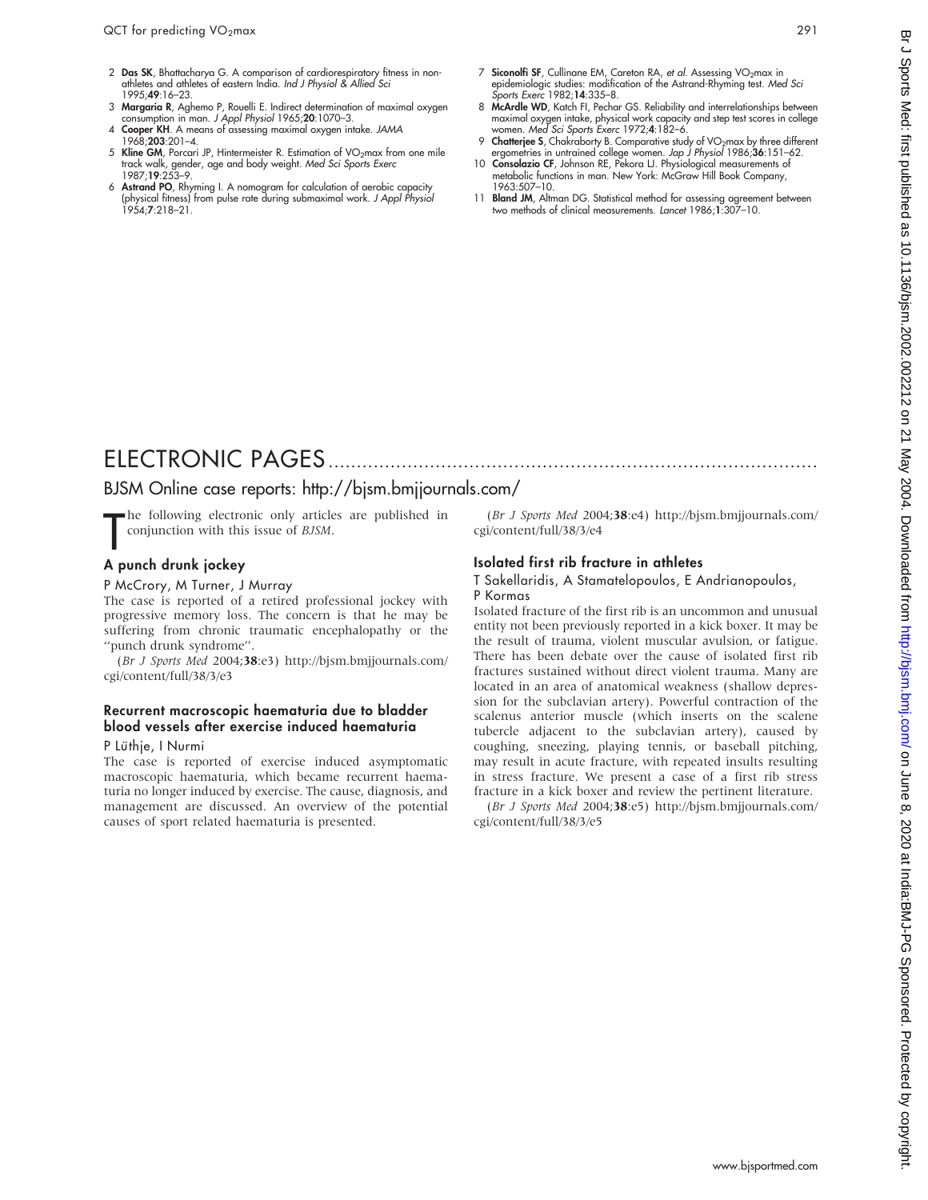2 **Das SK**, Bhattacharya G. A comparison of cardiorespiratory fitness in non-athletes and athletes of eastern India. *Ind J Physiol & Allied Sci* 1995;**49**:16–23.

3 **Margaria R**, Aghemo P, Rovelli E. Indirect determination of maximal oxygen consumption in man. *J Appl Physiol* 1965;**20**:1070–3.

4 **Cooper KH**. A means of assessing maximal oxygen intake. *JAMA* 1968;**203**:201–4.

5 **Kline GM**, Porcari JP, Hintermeister R. Estimation of $VO_2$max from one mile track walk, gender, age and body weight. *Med Sci Sports Exerc* 1987;**19**:253–9.

6 **Astrand PO**, Rhyming I. A nomogram for calculation of aerobic capacity (physical fitness) from pulse rate during submaximal work. *J Appl Physiol* 1954;**7**:218–21.

7 **Siconolfi SF**, Cullinane EM, Careton RA, *et al*. Assessing $VO_2$max in epidemiologic studies: modification of the Astrand-Rhyming test. *Med Sci Sports Exerc* 1982;**14**:335–8.

8 **McArdle WD**, Katch FI, Pechar GS. Reliability and interrelationships between maximal oxygen intake, physical work capacity and step test scores in college women. *Med Sci Sports Exerc* 1972;**4**:182–6.

9 **Chatterjee S**, Chakraborty B. Comparative study of $VO_2$max by three different ergometries in untrained college women. *Jap J Physiol* 1986;**36**:151–62.

10 **Consolazio CF**, Johnson RE, Pekora LJ. Physiological measurements of metabolic functions in man. New York: McGraw Hill Book Company, 1963:507–10.

11 **Bland JM**, Altman DG. Statistical method for assessing agreement between two methods of clinical measurements. *Lancet* 1986;**1**:307–10.

# ELECTRONIC PAGES

## BJSM Online case reports: http://bjsm.bmjjournals.com/

The following electronic only articles are published in conjunction with this issue of *BJSM*.

### A punch drunk jockey

P McCrory, M Turner, J Murray

The case is reported of a retired professional jockey with progressive memory loss. The concern is that he may be suffering from chronic traumatic encephalopathy or the ''punch drunk syndrome''.

(*Br J Sports Med* 2004;**38**:e3) http://bjsm.bmjjournals.com/cgi/content/full/38/3/e3

### Recurrent macroscopic haematuria due to bladder blood vessels after exercise induced haematuria

P Lüthje, I Nurmi

The case is reported of exercise induced asymptomatic macroscopic haematuria, which became recurrent haematuria no longer induced by exercise. The cause, diagnosis, and management are discussed. An overview of the potential causes of sport related haematuria is presented.

(*Br J Sports Med* 2004;**38**:e4) http://bjsm.bmjjournals.com/cgi/content/full/38/3/e4

### Isolated first rib fracture in athletes

T Sakellaridis, A Stamatelopoulos, E Andrianopoulos, P Kormas

Isolated fracture of the first rib is an uncommon and unusual entity not been previously reported in a kick boxer. It may be the result of trauma, violent muscular avulsion, or fatigue. There has been debate over the cause of isolated first rib fractures sustained without direct violent trauma. Many are located in an area of anatomical weakness (shallow depression for the subclavian artery). Powerful contraction of the scalenus anterior muscle (which inserts on the scalene tubercle adjacent to the subclavian artery), caused by coughing, sneezing, playing tennis, or baseball pitching, may result in acute fracture, with repeated insults resulting in stress fracture. We present a case of a first rib stress fracture in a kick boxer and review the pertinent literature.

(*Br J Sports Med* 2004;**38**:e5) http://bjsm.bmjjournals.com/cgi/content/full/38/3/e5